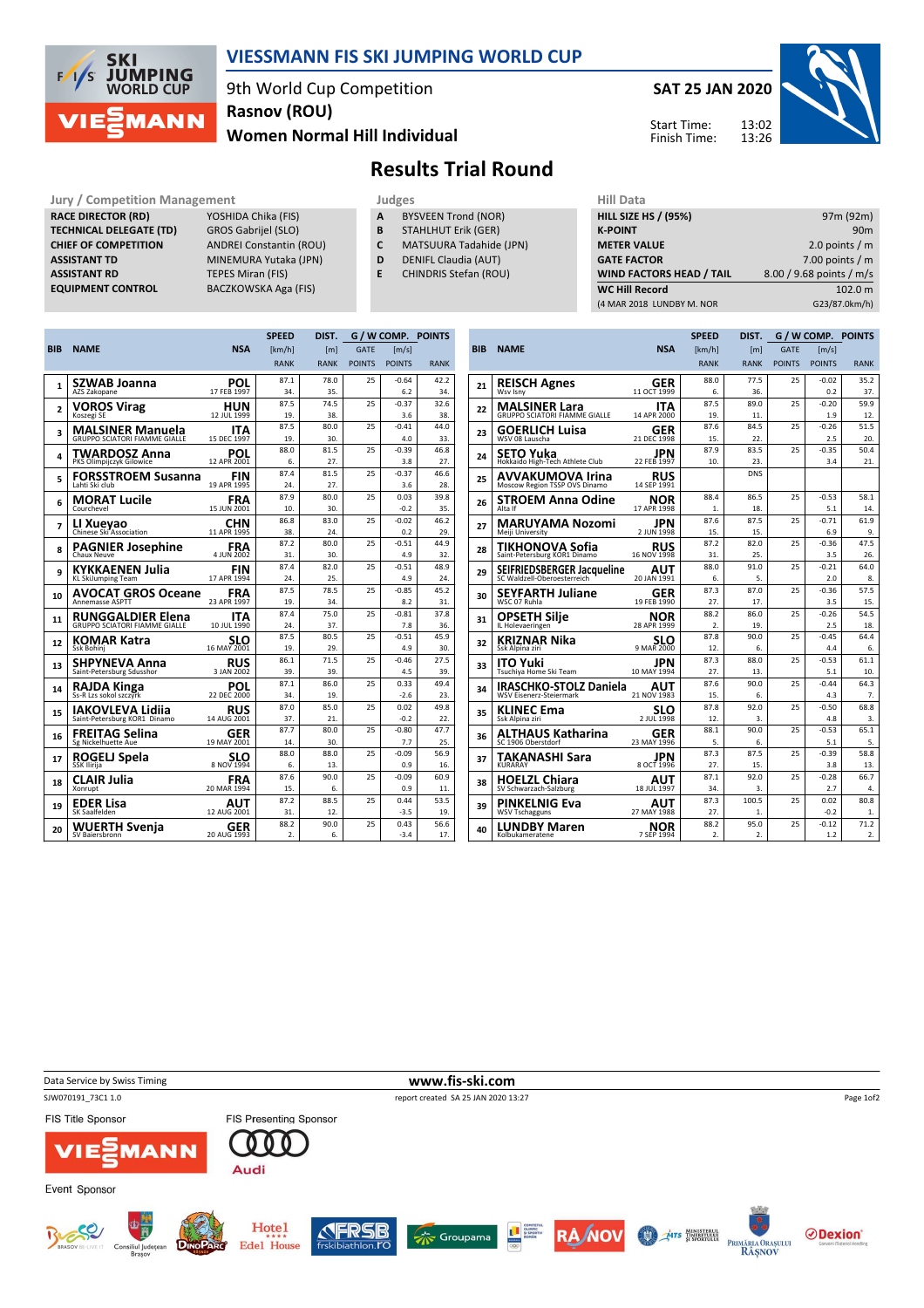# VIESSMANN FIS SKI JUMPING WORLD CUP

9th World Cup Competition
Rasnov (ROU)
Women Normal Hill Individual

**SAT 25 JAN 2020**

Start Time: 13:02
Finish Time: 13:26

## Results Trial Round

### Jury / Competition Management

| | |
|---|---|
| RACE DIRECTOR (RD) | YOSHIDA Chika (FIS) |
| TECHNICAL DELEGATE (TD) | GROS Gabrijel (SLO) |
| CHIEF OF COMPETITION | ANDREI Constantin (ROU) |
| ASSISTANT TD | MINEMURA Yutaka (JPN) |
| ASSISTANT RD | TEPES Miran (FIS) |
| EQUIPMENT CONTROL | BACZKOWSKA Aga (FIS) |

### Judges

| | |
|---|---|
| A | BYSVEEN Trond (NOR) |
| B | STAHLHUT Erik (GER) |
| C | MATSUURA Tadahide (JPN) |
| D | DENIFL Claudia (AUT) |
| E | CHINDRIS Stefan (ROU) |

### Hill Data

| | |
|---|---|
| HILL SIZE HS / (95%) | 97m (92m) |
| K-POINT | 90m |
| METER VALUE | 2.0 points / m |
| GATE FACTOR | 7.00 points / m |
| WIND FACTORS HEAD / TAIL | 8.00 / 9.68 points / m/s |
| WC Hill Record | 102.0 m |
| (4 MAR 2018 LUNDBY M. NOR | G23/87.0km/h) |

| BIB | NAME | NSA | SPEED [km/h] | SPEED RANK | DIST. [m] | DIST. RANK | GATE | GATE POINTS | W COMP. [m/s] | W COMP. POINTS | POINTS | RANK |
|---|---|---|---|---|---|---|---|---|---|---|---|---|
| 1 | SZWAB Joanna, AZS Zakopane | POL, 17 FEB 1997 | 87.1 | 34. | 78.0 | 35. | 25 | | -0.64 | 6.2 | 42.2 | 34. |
| 2 | VOROS Virag, Koszegi SE | HUN, 12 JUL 1999 | 87.5 | 19. | 74.5 | 38. | 25 | | -0.37 | 3.6 | 32.6 | 38. |
| 3 | MALSINER Manuela, GRUPPO SCIATORI FIAMME GIALLE | ITA, 15 DEC 1997 | 87.5 | 19. | 80.0 | 30. | 25 | | -0.41 | 4.0 | 44.0 | 33. |
| 4 | TWARDOSZ Anna, PKS Olimpijczyk Gilowice | POL, 12 APR 2001 | 88.0 | 6. | 81.5 | 27. | 25 | | -0.39 | 3.8 | 46.8 | 27. |
| 5 | FORSSTROEM Susanna, Lahti Ski club | FIN, 19 APR 1995 | 87.4 | 24. | 81.5 | 27. | 25 | | -0.37 | 3.6 | 46.6 | 28. |
| 6 | MORAT Lucile, Courchevel | FRA, 15 JUN 2001 | 87.9 | 10. | 80.0 | 30. | 25 | | 0.03 | -0.2 | 39.8 | 35. |
| 7 | LI Xueyao, Chinese Ski Association | CHN, 11 APR 1995 | 86.8 | 38. | 83.0 | 24. | 25 | | -0.02 | 0.2 | 46.2 | 29. |
| 8 | PAGNIER Josephine, Chaux Neuve | FRA, 4 JUN 2002 | 87.2 | 31. | 80.0 | 30. | 25 | | -0.51 | 4.9 | 44.9 | 32. |
| 9 | KYKKAENEN Julia, KL SkiJumping Team | FIN, 17 APR 1994 | 87.4 | 24. | 82.0 | 25. | 25 | | -0.51 | 4.9 | 48.9 | 24. |
| 10 | AVOCAT GROS Oceane, Annemasse ASPTT | FRA, 23 APR 1997 | 87.5 | 19. | 78.5 | 34. | 25 | | -0.85 | 8.2 | 45.2 | 31. |
| 11 | RUNGGALDIER Elena, GRUPPO SCIATORI FIAMME GIALLE | ITA, 10 JUL 1990 | 87.4 | 24. | 75.0 | 37. | 25 | | -0.81 | 7.8 | 37.8 | 36. |
| 12 | KOMAR Katra, Ssk Bohinj | SLO, 16 MAY 2001 | 87.5 | 19. | 80.5 | 29. | 25 | | -0.51 | 4.9 | 45.9 | 30. |
| 13 | SHPYNEVA Anna, Saint-Petersburg Sdusshor | RUS, 3 JAN 2002 | 86.1 | 39. | 71.5 | 39. | 25 | | -0.46 | 4.5 | 27.5 | 39. |
| 14 | RAJDA Kinga, Ss-R Lzs sokol szczyrk | POL, 22 DEC 2000 | 87.1 | 34. | 86.0 | 19. | 25 | | 0.33 | -2.6 | 49.4 | 23. |
| 15 | IAKOVLEVA Lidiia, Saint-Petersburg KOR1 Dinamo | RUS, 14 AUG 2001 | 87.0 | 37. | 85.0 | 21. | 25 | | 0.02 | -0.2 | 49.8 | 22. |
| 16 | FREITAG Selina, Sg Nickelhuette Aue | GER, 19 MAY 2001 | 87.7 | 14. | 80.0 | 30. | 25 | | -0.80 | 7.7 | 47.7 | 25. |
| 17 | ROGELJ Spela, SSK Ilirija | SLO, 8 NOV 1994 | 88.0 | 6. | 88.0 | 13. | 25 | | -0.09 | 0.9 | 56.9 | 16. |
| 18 | CLAIR Julia, Xonrupt | FRA, 20 MAR 1994 | 87.6 | 15. | 90.0 | 6. | 25 | | -0.09 | 0.9 | 60.9 | 11. |
| 19 | EDER Lisa, SK Saalfelden | AUT, 12 AUG 2001 | 87.2 | 31. | 88.5 | 12. | 25 | | 0.44 | -3.5 | 53.5 | 19. |
| 20 | WUERTH Svenja, SV Baiersbronn | GER, 20 AUG 1993 | 88.2 | 2. | 90.0 | 6. | 25 | | 0.43 | -3.4 | 56.6 | 17. |
| 21 | REISCH Agnes, Wsv Isny | GER, 11 OCT 1999 | 88.0 | 6. | 77.5 | 36. | 25 | | -0.02 | 0.2 | 35.2 | 37. |
| 22 | MALSINER Lara, GRUPPO SCIATORI FIAMME GIALLE | ITA, 14 APR 2000 | 87.5 | 19. | 89.0 | 11. | 25 | | -0.20 | 1.9 | 59.9 | 12. |
| 23 | GOERLICH Luisa, WSV 08 Lauscha | GER, 21 DEC 1998 | 87.6 | 15. | 84.5 | 22. | 25 | | -0.26 | 2.5 | 51.5 | 20. |
| 24 | SETO Yuka, Hokkaido High-Tech Athlete Club | JPN, 22 FEB 1997 | 87.9 | 10. | 83.5 | 23. | 25 | | -0.35 | 3.4 | 50.4 | 21. |
| 25 | AVVAKUMOVA Irina, Moscow Region TSSP OVS Dinamo | RUS, 14 SEP 1991 | | | DNS | | | | | | | |
| 26 | STROEM Anna Odine, Alta If | NOR, 17 APR 1998 | 88.4 | 1. | 86.5 | 18. | 25 | | -0.53 | 5.1 | 58.1 | 14. |
| 27 | MARUYAMA Nozomi, Meiji University | JPN, 2 JUN 1998 | 87.6 | 15. | 87.5 | 15. | 25 | | -0.71 | 6.9 | 61.9 | 9. |
| 28 | TIKHONOVA Sofia, Saint-Petersburg KOR1 Dinamo | RUS, 16 NOV 1998 | 87.2 | 31. | 82.0 | 25. | 25 | | -0.36 | 3.5 | 47.5 | 26. |
| 29 | SEIFRIEDSBERGER Jacqueline, SC Waldzell-Oberoesterreich | AUT, 20 JAN 1991 | 88.0 | 6. | 91.0 | 5. | 25 | | -0.21 | 2.0 | 64.0 | 8. |
| 30 | SEYFARTH Juliane, WSC 07 Ruhla | GER, 19 FEB 1990 | 87.3 | 27. | 87.0 | 17. | 25 | | -0.36 | 3.5 | 57.5 | 15. |
| 31 | OPSETH Silje, IL Holevaeringen | NOR, 28 APR 1999 | 88.2 | 2. | 86.0 | 19. | 25 | | -0.26 | 2.5 | 54.5 | 18. |
| 32 | KRIZNAR Nika, Ssk Alpina ziri | SLO, 9 MAR 2000 | 87.8 | 12. | 90.0 | 6. | 25 | | -0.45 | 4.4 | 64.4 | 6. |
| 33 | ITO Yuki, Tsuchiya Home Ski Team | JPN, 10 MAY 1994 | 87.3 | 27. | 88.0 | 13. | 25 | | -0.53 | 5.1 | 61.1 | 10. |
| 34 | IRASCHKO-STOLZ Daniela, WSV Eisenerz-Steiermark | AUT, 21 NOV 1983 | 87.6 | 15. | 90.0 | 6. | 25 | | -0.44 | 4.3 | 64.3 | 7. |
| 35 | KLINEC Ema, Ssk Alpina ziri | SLO, 2 JUL 1998 | 87.8 | 12. | 92.0 | 3. | 25 | | -0.50 | 4.8 | 68.8 | 3. |
| 36 | ALTHAUS Katharina, SC 1906 Oberstdorf | GER, 23 MAY 1996 | 88.1 | 5. | 90.0 | 6. | 25 | | -0.53 | 5.1 | 65.1 | 5. |
| 37 | TAKANASHI Sara, KURARAY | JPN, 8 OCT 1996 | 87.3 | 27. | 87.5 | 15. | 25 | | -0.39 | 3.8 | 58.8 | 13. |
| 38 | HOELZL Chiara, SV Schwarzach-Salzburg | AUT, 18 JUL 1997 | 87.1 | 34. | 92.0 | 3. | 25 | | -0.28 | 2.7 | 66.7 | 4. |
| 39 | PINKELNIG Eva, WSV Tschagguns | AUT, 27 MAY 1988 | 87.3 | 27. | 100.5 | 1. | 25 | | 0.02 | -0.2 | 80.8 | 1. |
| 40 | LUNDBY Maren, Kolbukameratene | NOR, 7 SEP 1994 | 88.2 | 2. | 95.0 | 2. | 25 | | -0.12 | 1.2 | 71.2 | 2. |

Data Service by Swiss Timing — www.fis-ski.com

SJW070191_73C1 1.0 — report created SA 25 JAN 2020 13:27

FIS Title Sponsor: VIESSMANN — FIS Presenting Sponsor: Audi

Event Sponsor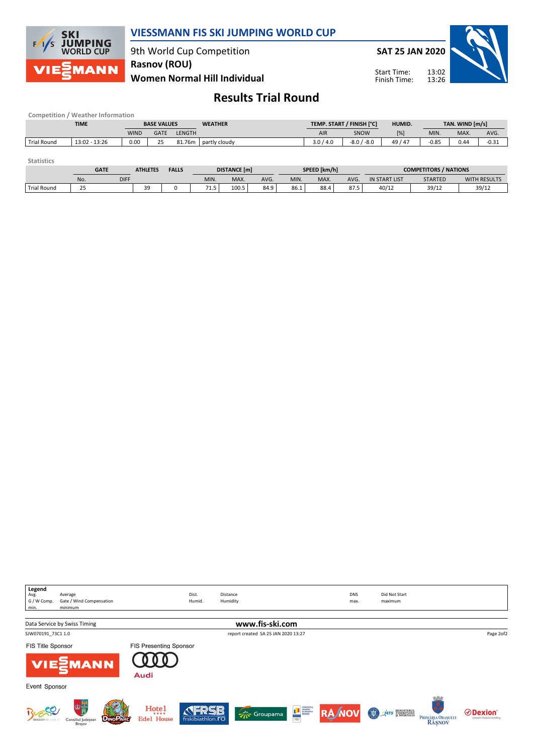# VIESSMANN FIS SKI JUMPING WORLD CUP

9th World Cup Competition
**Rasnov (ROU)**
**Women Normal Hill Individual**

**SAT 25 JAN 2020**

Start Time: 13:02
Finish Time: 13:26

## Results Trial Round

Competition / Weather Information

| | TIME | BASE VALUES | | | WEATHER | TEMP. START / FINISH [°C] | | HUMID. | TAN. WIND [m/s] | | |
|---|---|---|---|---|---|---|---|---|---|---|---|
| | | WIND | GATE | LENGTH | | AIR | SNOW | [%] | MIN. | MAX. | AVG. |
| Trial Round | 13:02 - 13:26 | 0.00 | 25 | 81.76m | partly cloudy | 3.0 / 4.0 | -8.0 / -8.0 | 49 / 47 | -0.85 | 0.44 | -0.31 |

Statistics

| | GATE | | ATHLETES | FALLS | DISTANCE [m] | | | SPEED [km/h] | | | COMPETITORS / NATIONS | | |
|---|---|---|---|---|---|---|---|---|---|---|---|---|---|
| | No. | DIFF | | | MIN. | MAX. | AVG. | MIN. | MAX. | AVG. | IN START LIST | STARTED | WITH RESULTS |
| Trial Round | 25 | | 39 | 0 | 71.5 | 100.5 | 84.9 | 86.1 | 88.4 | 87.5 | 40/12 | 39/12 | 39/12 |

| Legend | | | | | |
|---|---|---|---|---|---|
| Avg. | Average | Dist. | Distance | DNS | Did Not Start |
| G / W Comp. | Gate / Wind Compensation | Humid. | Humidity | max. | maximum |
| min. | minimum | | | | |

Data Service by Swiss Timing

www.fis-ski.com

SJW070191_73C1 1.0

report created SA 25 JAN 2020 13:27

FIS Title Sponsor

FIS Presenting Sponsor

Event Sponsor